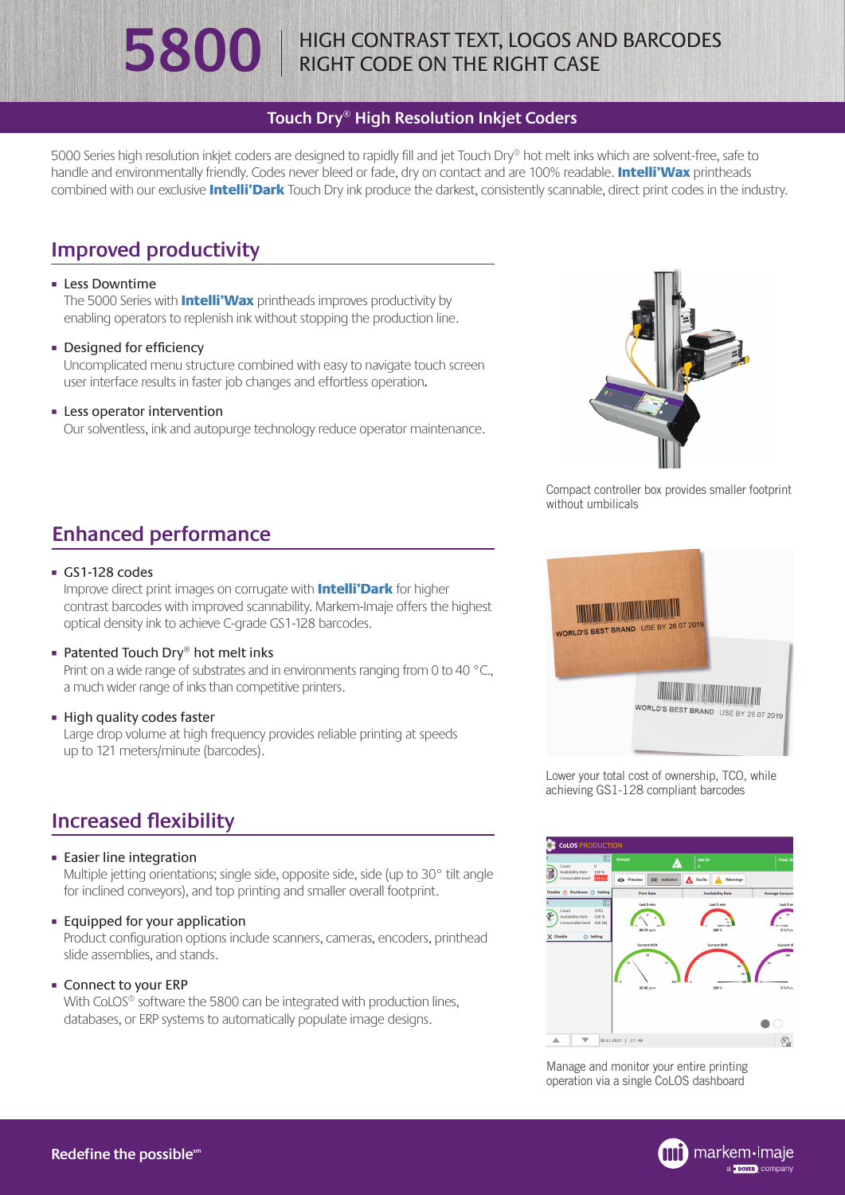# 5800 HIGH CONTRAST TEXT, LOGOS AND BARCODES RIGHT CODE ON THE RIGHT CASE

## Touch Dry® High Resolution Inkjet Coders

5000 Series high resolution inkjet coders are designed to rapidly fill and jet Touch Dry® hot melt inks which are solvent-free, safe to handle and environmentally friendly. Codes never bleed or fade, dry on contact and are 100% readable. **Intelli'Wax** printheads combined with our exclusive **Intelli'Dark** Touch Dry ink produce the darkest, consistently scannable, direct print codes in the industry.

## Improved productivity

- Less Downtime
  The 5000 Series with **Intelli'Wax** printheads improves productivity by enabling operators to replenish ink without stopping the production line.
- Designed for efficiency
  Uncomplicated menu structure combined with easy to navigate touch screen user interface results in faster job changes and effortless operation.
- Less operator intervention
  Our solventless, ink and autopurge technology reduce operator maintenance.

Compact controller box provides smaller footprint without umbilicals

## Enhanced performance

- GS1-128 codes
  Improve direct print images on corrugate with **Intelli'Dark** for higher contrast barcodes with improved scannability. Markem-Imaje offers the highest optical density ink to achieve C-grade GS1-128 barcodes.
- Patented Touch Dry® hot melt inks
  Print on a wide range of substrates and in environments ranging from 0 to 40 °C., a much wider range of inks than competitive printers.
- High quality codes faster
  Large drop volume at high frequency provides reliable printing at speeds up to 121 meters/minute (barcodes).

Lower your total cost of ownership, TCO, while achieving GS1-128 compliant barcodes

## Increased flexibility

- Easier line integration
  Multiple jetting orientations; single side, opposite side, side (up to 30° tilt angle for inclined conveyors), and top printing and smaller overall footprint.
- Equipped for your application
  Product configuration options include scanners, cameras, encoders, printhead slide assemblies, and stands.
- Connect to your ERP
  With CoLOS® software the 5800 can be integrated with production lines, databases, or ERP systems to automatically populate image designs.

Manage and monitor your entire printing operation via a single CoLOS dashboard

Redefine the possible℠

markem-imaje a DOVER company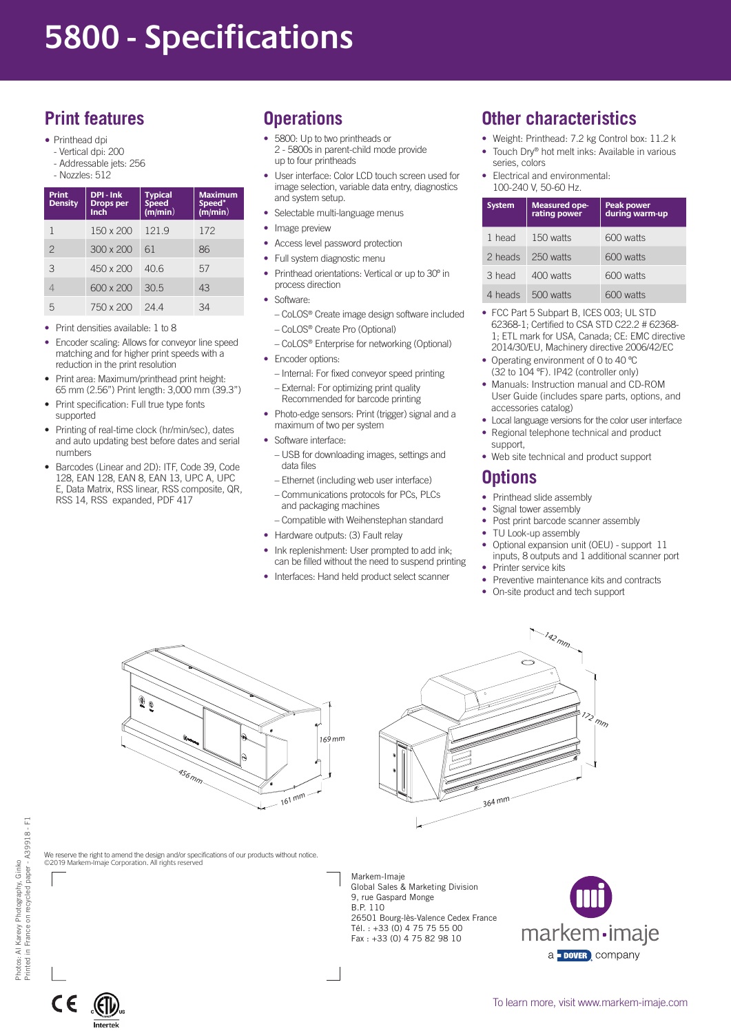# 5800 - Specifications

## Print features

- Printhead dpi
  - Vertical dpi: 200
  - Addressable jets: 256
  - Nozzles: 512

| Print Density | DPI - Ink Drops per Inch | Typical Speed (m/min) | Maximum Speed* (m/min) |
|---|---|---|---|
| 1 | 150 x 200 | 121.9 | 172 |
| 2 | 300 x 200 | 61 | 86 |
| 3 | 450 x 200 | 40.6 | 57 |
| 4 | 600 x 200 | 30.5 | 43 |
| 5 | 750 x 200 | 24.4 | 34 |

- Print densities available: 1 to 8
- Encoder scaling: Allows for conveyor line speed matching and for higher print speeds with a reduction in the print resolution
- Print area: Maximum/printhead print height: 65 mm (2.56") Print length: 3,000 mm (39.3")
- Print specification: Full true type fonts supported
- Printing of real-time clock (hr/min/sec), dates and auto updating best before dates and serial numbers
- Barcodes (Linear and 2D): ITF, Code 39, Code 128, EAN 128, EAN 8, EAN 13, UPC A, UPC E, Data Matrix, RSS linear, RSS composite, QR, RSS 14, RSS expanded, PDF 417

## Operations

- 5800: Up to two printheads or 2 - 5800s in parent-child mode provide up to four printheads
- User interface: Color LCD touch screen used for image selection, variable data entry, diagnostics and system setup.
- Selectable multi-language menus
- Image preview
- Access level password protection
- Full system diagnostic menu
- Printhead orientations: Vertical or up to 30° in process direction
- Software:
  - CoLOS® Create image design software included
  - CoLOS® Create Pro (Optional)
  - CoLOS® Enterprise for networking (Optional)
- Encoder options:
  - Internal: For fixed conveyor speed printing
  - External: For optimizing print quality Recommended for barcode printing
- Photo-edge sensors: Print (trigger) signal and a maximum of two per system
- Software interface:
  - USB for downloading images, settings and data files
  - Ethernet (including web user interface)
  - Communications protocols for PCs, PLCs and packaging machines
  - Compatible with Weihenstephan standard
- Hardware outputs: (3) Fault relay
- Ink replenishment: User prompted to add ink; can be filled without the need to suspend printing
- Interfaces: Hand held product select scanner

## Other characteristics

- Weight: Printhead: 7.2 kg Control box: 11.2 k
- Touch Dry® hot melt inks: Available in various series, colors
- Electrical and environmental: 100-240 V, 50-60 Hz.

| System | Measured operating power | Peak power during warm-up |
|---|---|---|
| 1 head | 150 watts | 600 watts |
| 2 heads | 250 watts | 600 watts |
| 3 head | 400 watts | 600 watts |
| 4 heads | 500 watts | 600 watts |

- FCC Part 5 Subpart B, ICES 003; UL STD 62368-1; Certified to CSA STD C22.2 # 62368-1; ETL mark for USA, Canada; CE: EMC directive 2014/30/EU, Machinery directive 2006/42/EC
- Operating environment of 0 to 40 °C (32 to 104 °F). IP42 (controller only)
- Manuals: Instruction manual and CD-ROM User Guide (includes spare parts, options, and accessories catalog)
- Local language versions for the color user interface
- Regional telephone technical and product support,
- Web site technical and product support

## Options

- Printhead slide assembly
- Signal tower assembly
- Post print barcode scanner assembly
- TU Look-up assembly
- Optional expansion unit (OEU) - support 11 inputs, 8 outputs and 1 additional scanner port
- Printer service kits
- Preventive maintenance kits and contracts
- On-site product and tech support

456 mm
161 mm
169 mm

142 mm
172 mm
364 mm

We reserve the right to amend the design and/or specifications of our products without notice.
©2019 Markem-Imaje Corporation. All rights reserved

Markem-Imaje
Global Sales & Marketing Division
9, rue Gaspard Monge
B.P. 110
26501 Bourg-lès-Valence Cedex France
Tél. : +33 (0) 4 75 75 55 00
Fax : +33 (0) 4 75 82 98 10

markem·imaje
a DOVER company

Photos: Al Karevy Photography, Ginko
Printed in France on recycled paper - A39918 - F1

To learn more, visit www.markem-imaje.com